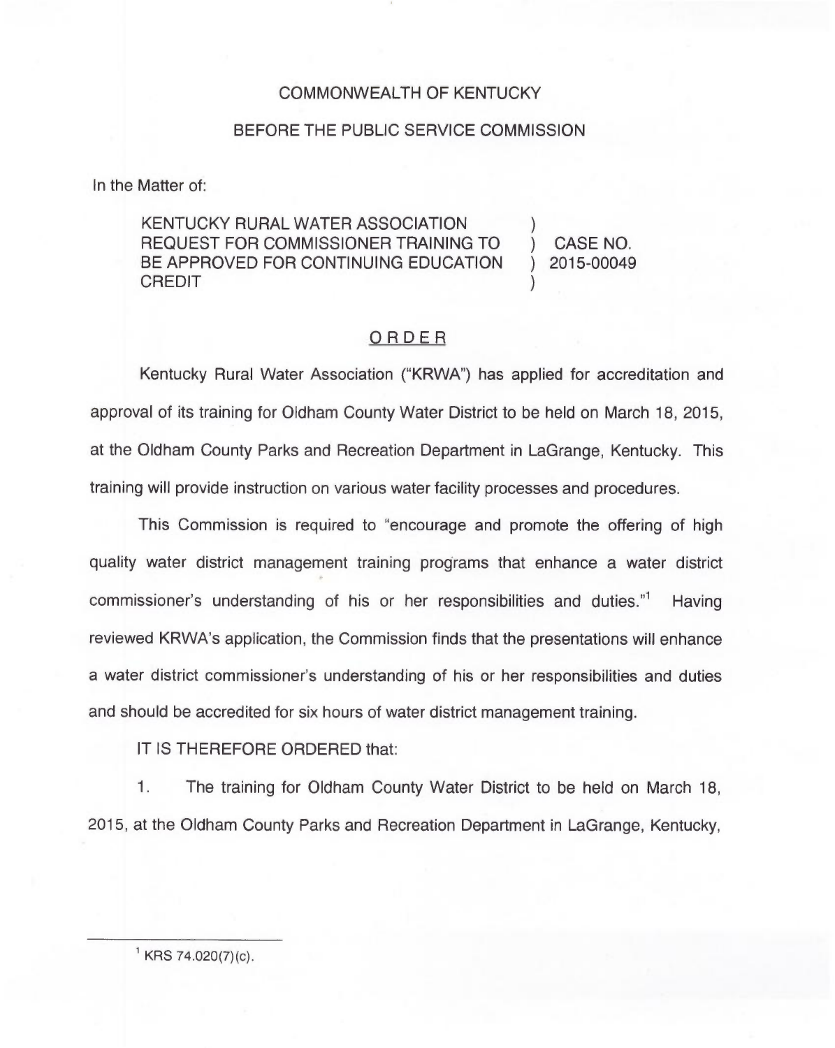COMMONWEALTH OF KENTUCKY

BEFORE THE PUBLIC SERVICE COMMISSION

In the Matter of:

KENTUCKY RURAL WATER ASSOCIATION REQUEST FOR COMMISSIONER TRAINING TO BE APPROVED FOR CONTINUING EDUCATION CREDIT ) CASE NO. 2015-00049

## ORDER

Kentucky Rural Water Association ("KRWA") has applied for accreditation and approval of its training for Oldham County Water District to be held on March 18, 2015, at the Oldham County Parks and Recreation Department in LaGrange, Kentucky. This training will provide instruction on various water facility processes and procedures.

This Commission is required to "encourage and promote the offering of high quality water district management training programs that enhance a water district commissioner's understanding of his or her responsibilities and duties."[1] Having reviewed KRWA's application, the Commission finds that the presentations will enhance a water district commissioner's understanding of his or her responsibilities and duties and should be accredited for six hours of water district management training.

IT IS THEREFORE ORDERED that:

1. The training for Oldham County Water District to be held on March 18, 2015, at the Oldham County Parks and Recreation Department in LaGrange, Kentucky,

---

[1] KRS 74.020(7)(c).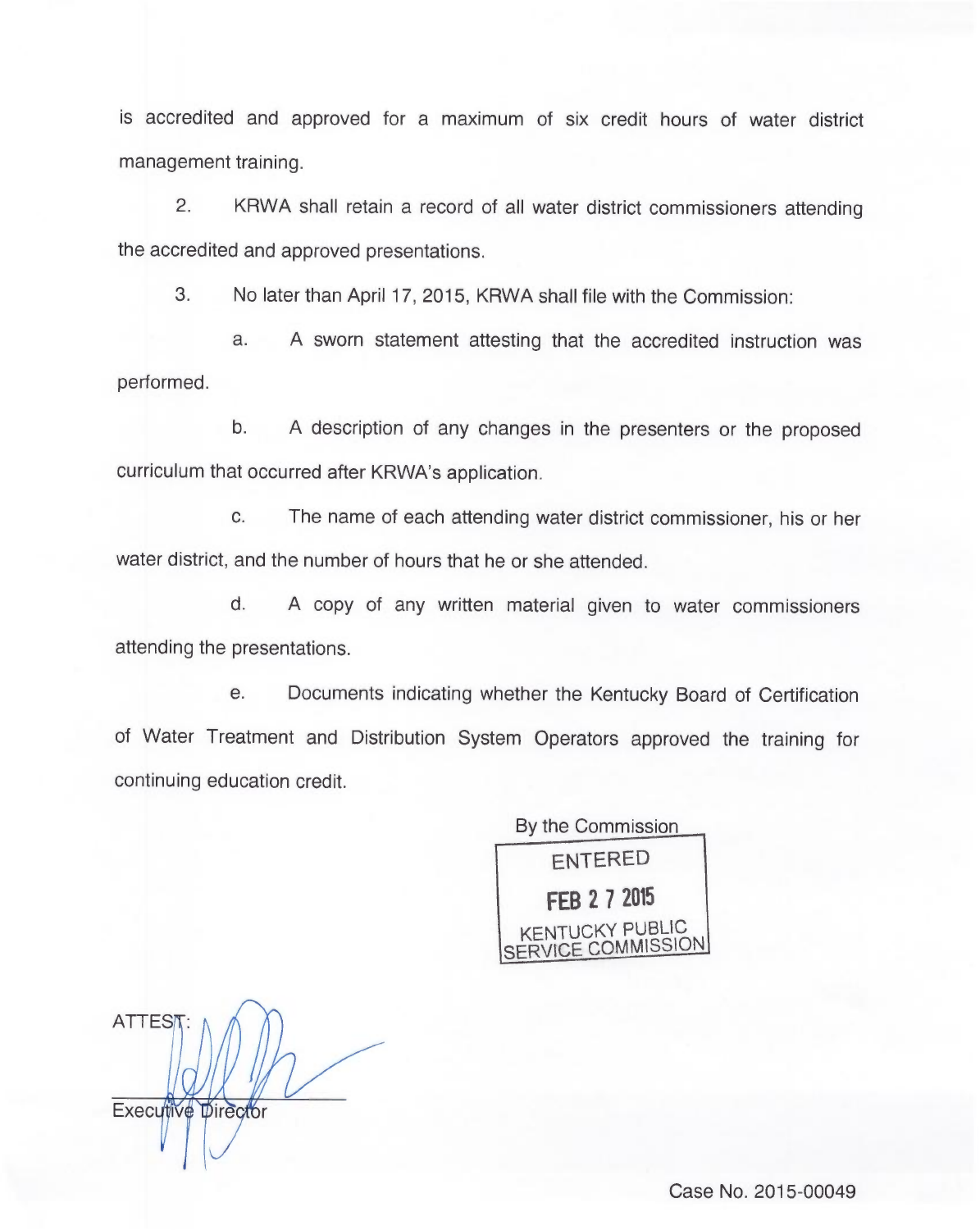is accredited and approved for a maximum of six credit hours of water district management training.

2. KRWA shall retain a record of all water district commissioners attending the accredited and approved presentations.

3. No later than April 17, 2015, KRWA shall file with the Commission:

   a. A sworn statement attesting that the accredited instruction was performed.

   b. A description of any changes in the presenters or the proposed curriculum that occurred after KRWA's application.

   c. The name of each attending water district commissioner, his or her water district, and the number of hours that he or she attended.

   d. A copy of any written material given to water commissioners attending the presentations.

   e. Documents indicating whether the Kentucky Board of Certification of Water Treatment and Distribution System Operators approved the training for continuing education credit.

By the Commission

ENTERED
FEB 27 2015
KENTUCKY PUBLIC SERVICE COMMISSION

ATTEST:

Executive Director

Case No. 2015-00049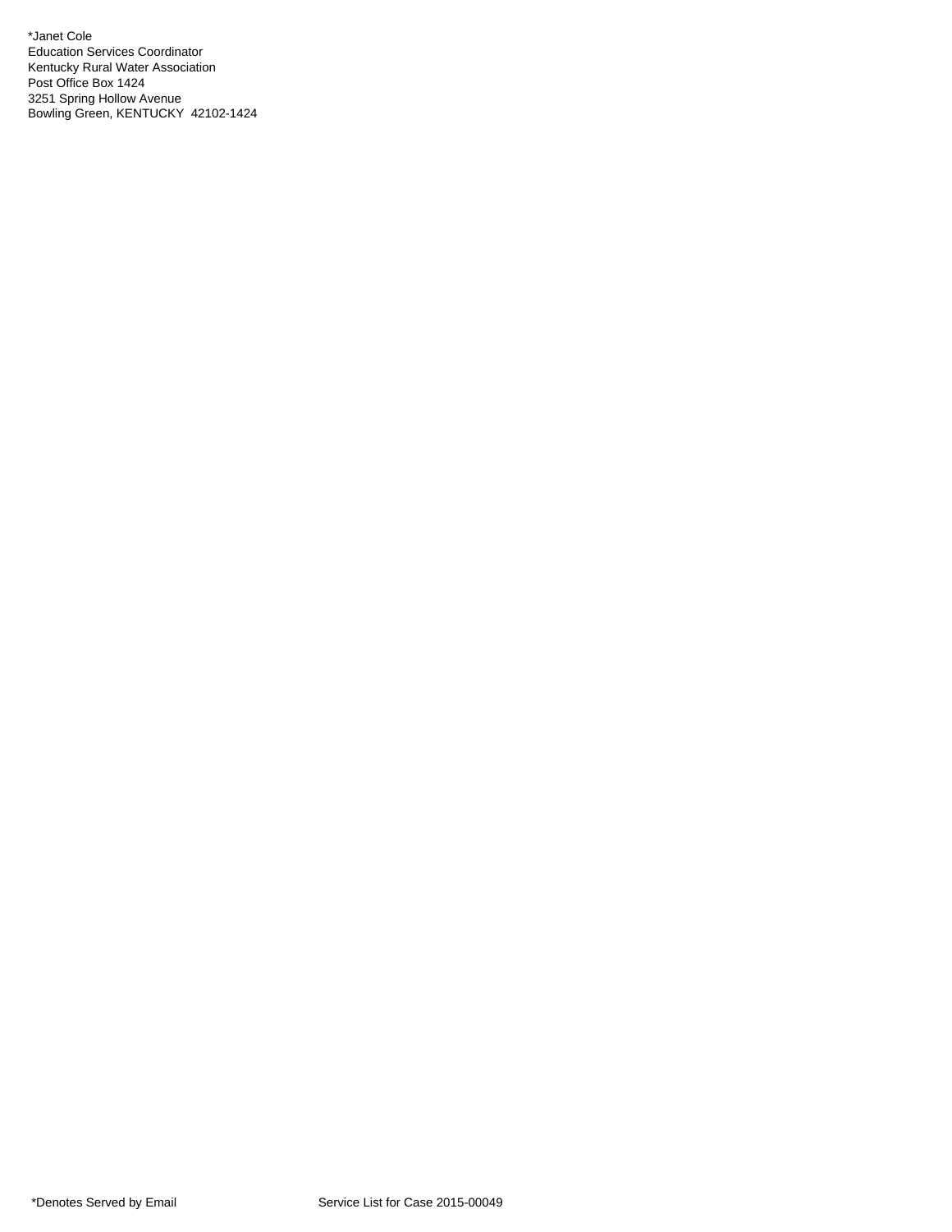*Janet Cole
Education Services Coordinator
Kentucky Rural Water Association
Post Office Box 1424
3251 Spring Hollow Avenue
Bowling Green, KENTUCKY  42102-1424

*Denotes Served by Email

Service List for Case 2015-00049